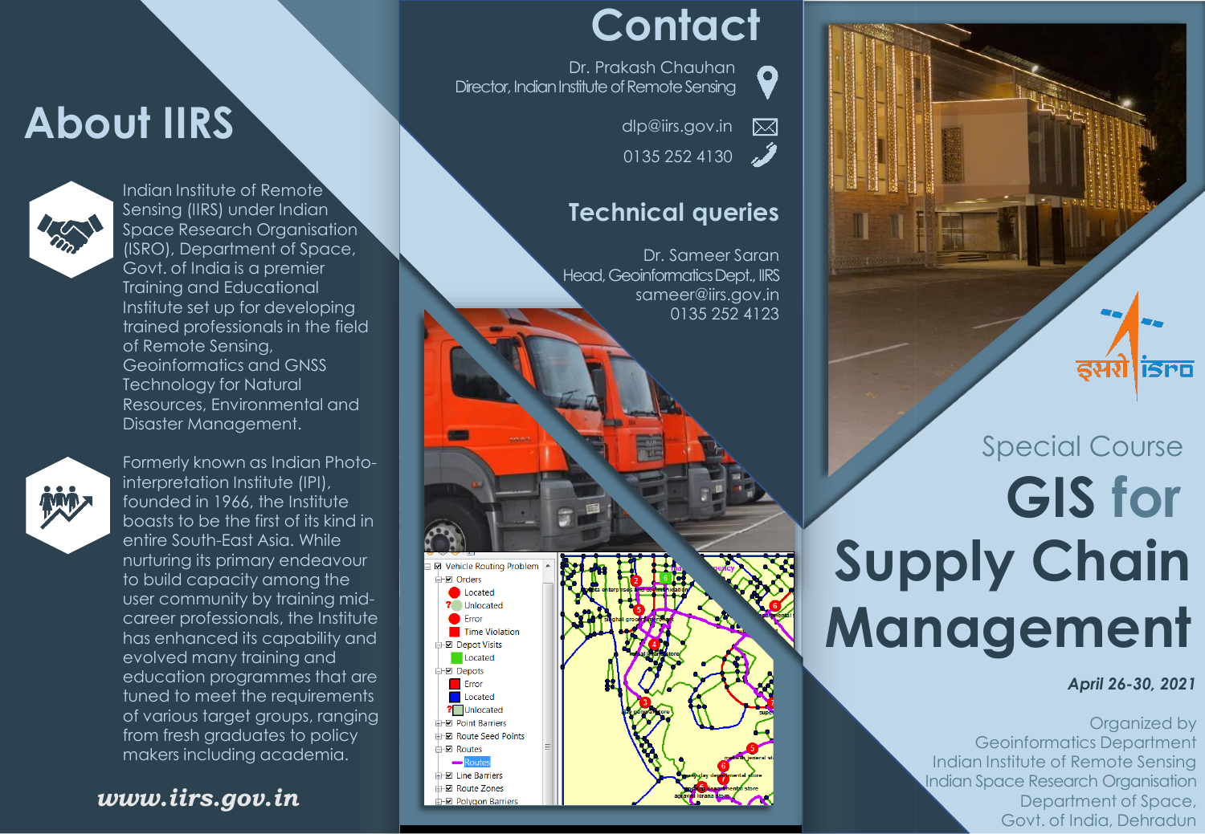# About IIRS

Indian Institute of Remote Sensing (IIRS) under Indian Space Research Organisation (ISRO), Department of Space, Govt. of India is a premier Training and Educational Institute set up for developing trained professionals in the field of Remote Sensing, Geoinformatics and GNSS Technology for Natural Resources, Environmental and Disaster Management.

Formerly known as Indian Photo-interpretation Institute (IPI), founded in 1966, the Institute boasts to be the first of its kind in entire South-East Asia. While nurturing its primary endeavour to build capacity among the user community by training mid-career professionals, the Institute has enhanced its capability and evolved many training and education programmes that are tuned to meet the requirements of various target groups, ranging from fresh graduates to policy makers including academia.

***www.iirs.gov.in***

# Contact

Dr. Prakash Chauhan
Director, Indian Institute of Remote Sensing

dlp@iirs.gov.in

0135 252 4130

## Technical queries

Dr. Sameer Saran
Head, Geoinformatics Dept., IIRS
sameer@iirs.gov.in
0135 252 4123

इसरो isro

Special Course

# GIS for Supply Chain Management

***April 26-30, 2021***

Organized by
Geoinformatics Department
Indian Institute of Remote Sensing
Indian Space Research Organisation
Department of Space,
Govt. of India, Dehradun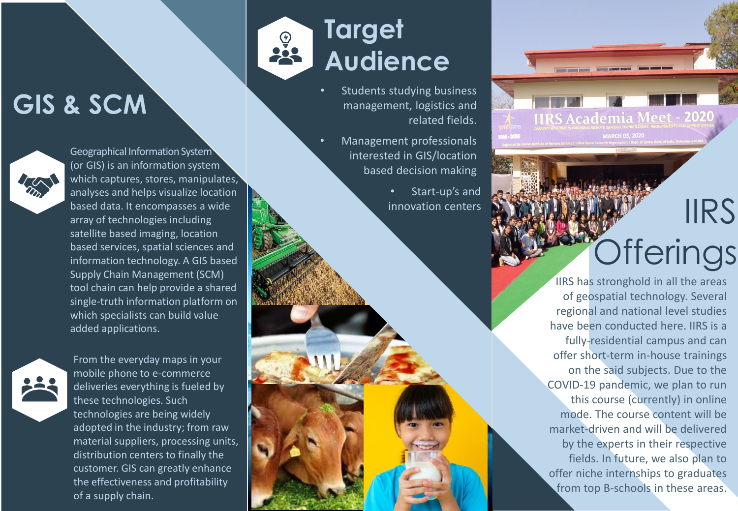# GIS & SCM

Geographical Information System (or GIS) is an information system which captures, stores, manipulates, analyses and helps visualize location based data. It encompasses a wide array of technologies including satellite based imaging, location based services, spatial sciences and information technology. A GIS based Supply Chain Management (SCM) tool chain can help provide a shared single-truth information platform on which specialists can build value added applications.

From the everyday maps in your mobile phone to e-commerce deliveries everything is fueled by these technologies. Such technologies are being widely adopted in the industry; from raw material suppliers, processing units, distribution centers to finally the customer. GIS can greatly enhance the effectiveness and profitability of a supply chain.

# Target Audience

- Students studying business management, logistics and related fields.
- Management professionals interested in GIS/location based decision making
- Start-up's and innovation centers

# IIRS Offerings

IIRS has stronghold in all the areas of geospatial technology. Several regional and national level studies have been conducted here. IIRS is a fully-residential campus and can offer short-term in-house trainings on the said subjects. Due to the COVID-19 pandemic, we plan to run this course (currently) in online mode. The course content will be market-driven and will be delivered by the experts in their respective fields. In future, we also plan to offer niche internships to graduates from top B-schools in these areas.